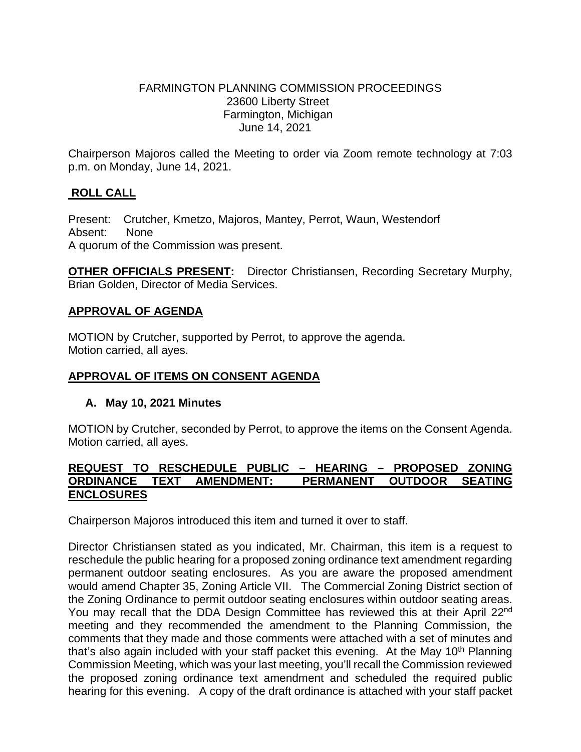FARMINGTON PLANNING COMMISSION PROCEEDINGS
23600 Liberty Street
Farmington, Michigan
June 14, 2021

Chairperson Majoros called the Meeting to order via Zoom remote technology at 7:03 p.m. on Monday, June 14, 2021.

## ROLL CALL

Present: Crutcher, Kmetzo, Majoros, Mantey, Perrot, Waun, Westendorf
Absent: None
A quorum of the Commission was present.

**OTHER OFFICIALS PRESENT:** Director Christiansen, Recording Secretary Murphy, Brian Golden, Director of Media Services.

## APPROVAL OF AGENDA

MOTION by Crutcher, supported by Perrot, to approve the agenda.
Motion carried, all ayes.

## APPROVAL OF ITEMS ON CONSENT AGENDA

**A. May 10, 2021 Minutes**

MOTION by Crutcher, seconded by Perrot, to approve the items on the Consent Agenda.
Motion carried, all ayes.

## REQUEST TO RESCHEDULE PUBLIC – HEARING – PROPOSED ZONING ORDINANCE TEXT AMENDMENT: PERMANENT OUTDOOR SEATING ENCLOSURES

Chairperson Majoros introduced this item and turned it over to staff.

Director Christiansen stated as you indicated, Mr. Chairman, this item is a request to reschedule the public hearing for a proposed zoning ordinance text amendment regarding permanent outdoor seating enclosures. As you are aware the proposed amendment would amend Chapter 35, Zoning Article VII. The Commercial Zoning District section of the Zoning Ordinance to permit outdoor seating enclosures within outdoor seating areas. You may recall that the DDA Design Committee has reviewed this at their April 22nd meeting and they recommended the amendment to the Planning Commission, the comments that they made and those comments were attached with a set of minutes and that's also again included with your staff packet this evening. At the May 10th Planning Commission Meeting, which was your last meeting, you'll recall the Commission reviewed the proposed zoning ordinance text amendment and scheduled the required public hearing for this evening. A copy of the draft ordinance is attached with your staff packet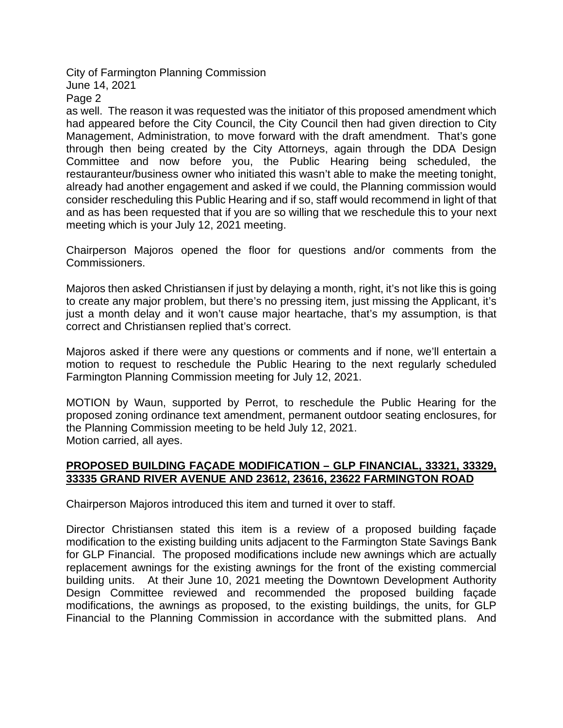as well. The reason it was requested was the initiator of this proposed amendment which had appeared before the City Council, the City Council then had given direction to City Management, Administration, to move forward with the draft amendment. That's gone through then being created by the City Attorneys, again through the DDA Design Committee and now before you, the Public Hearing being scheduled, the restauranteur/business owner who initiated this wasn't able to make the meeting tonight, already had another engagement and asked if we could, the Planning commission would consider rescheduling this Public Hearing and if so, staff would recommend in light of that and as has been requested that if you are so willing that we reschedule this to your next meeting which is your July 12, 2021 meeting.

Chairperson Majoros opened the floor for questions and/or comments from the Commissioners.

Majoros then asked Christiansen if just by delaying a month, right, it's not like this is going to create any major problem, but there's no pressing item, just missing the Applicant, it's just a month delay and it won't cause major heartache, that's my assumption, is that correct and Christiansen replied that's correct.

Majoros asked if there were any questions or comments and if none, we'll entertain a motion to request to reschedule the Public Hearing to the next regularly scheduled Farmington Planning Commission meeting for July 12, 2021.

MOTION by Waun, supported by Perrot, to reschedule the Public Hearing for the proposed zoning ordinance text amendment, permanent outdoor seating enclosures, for the Planning Commission meeting to be held July 12, 2021.
Motion carried, all ayes.

**PROPOSED BUILDING FAÇADE MODIFICATION – GLP FINANCIAL, 33321, 33329, 33335 GRAND RIVER AVENUE AND 23612, 23616, 23622 FARMINGTON ROAD**

Chairperson Majoros introduced this item and turned it over to staff.

Director Christiansen stated this item is a review of a proposed building façade modification to the existing building units adjacent to the Farmington State Savings Bank for GLP Financial. The proposed modifications include new awnings which are actually replacement awnings for the existing awnings for the front of the existing commercial building units. At their June 10, 2021 meeting the Downtown Development Authority Design Committee reviewed and recommended the proposed building façade modifications, the awnings as proposed, to the existing buildings, the units, for GLP Financial to the Planning Commission in accordance with the submitted plans. And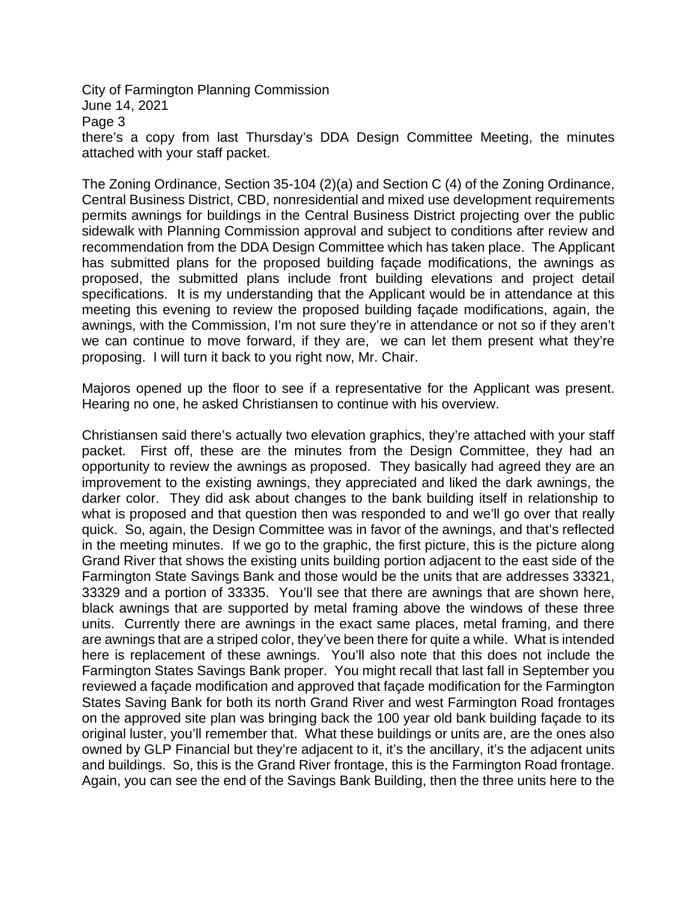there's a copy from last Thursday's DDA Design Committee Meeting, the minutes attached with your staff packet.

The Zoning Ordinance, Section 35-104 (2)(a) and Section C (4) of the Zoning Ordinance, Central Business District, CBD, nonresidential and mixed use development requirements permits awnings for buildings in the Central Business District projecting over the public sidewalk with Planning Commission approval and subject to conditions after review and recommendation from the DDA Design Committee which has taken place. The Applicant has submitted plans for the proposed building façade modifications, the awnings as proposed, the submitted plans include front building elevations and project detail specifications. It is my understanding that the Applicant would be in attendance at this meeting this evening to review the proposed building façade modifications, again, the awnings, with the Commission, I'm not sure they're in attendance or not so if they aren't we can continue to move forward, if they are, we can let them present what they're proposing. I will turn it back to you right now, Mr. Chair.

Majoros opened up the floor to see if a representative for the Applicant was present. Hearing no one, he asked Christiansen to continue with his overview.

Christiansen said there's actually two elevation graphics, they're attached with your staff packet. First off, these are the minutes from the Design Committee, they had an opportunity to review the awnings as proposed. They basically had agreed they are an improvement to the existing awnings, they appreciated and liked the dark awnings, the darker color. They did ask about changes to the bank building itself in relationship to what is proposed and that question then was responded to and we'll go over that really quick. So, again, the Design Committee was in favor of the awnings, and that's reflected in the meeting minutes. If we go to the graphic, the first picture, this is the picture along Grand River that shows the existing units building portion adjacent to the east side of the Farmington State Savings Bank and those would be the units that are addresses 33321, 33329 and a portion of 33335. You'll see that there are awnings that are shown here, black awnings that are supported by metal framing above the windows of these three units. Currently there are awnings in the exact same places, metal framing, and there are awnings that are a striped color, they've been there for quite a while. What is intended here is replacement of these awnings. You'll also note that this does not include the Farmington States Savings Bank proper. You might recall that last fall in September you reviewed a façade modification and approved that façade modification for the Farmington States Saving Bank for both its north Grand River and west Farmington Road frontages on the approved site plan was bringing back the 100 year old bank building façade to its original luster, you'll remember that. What these buildings or units are, are the ones also owned by GLP Financial but they're adjacent to it, it's the ancillary, it's the adjacent units and buildings. So, this is the Grand River frontage, this is the Farmington Road frontage. Again, you can see the end of the Savings Bank Building, then the three units here to the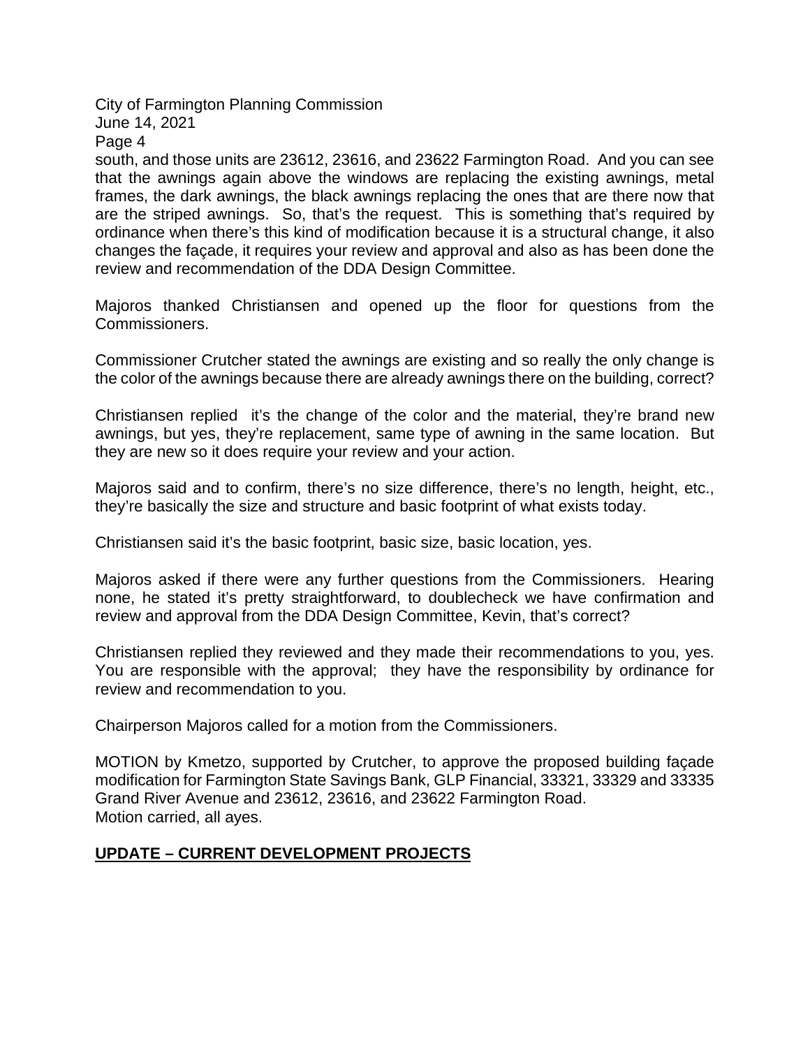south, and those units are 23612, 23616, and 23622 Farmington Road. And you can see that the awnings again above the windows are replacing the existing awnings, metal frames, the dark awnings, the black awnings replacing the ones that are there now that are the striped awnings. So, that's the request. This is something that's required by ordinance when there's this kind of modification because it is a structural change, it also changes the façade, it requires your review and approval and also as has been done the review and recommendation of the DDA Design Committee.

Majoros thanked Christiansen and opened up the floor for questions from the Commissioners.

Commissioner Crutcher stated the awnings are existing and so really the only change is the color of the awnings because there are already awnings there on the building, correct?

Christiansen replied it's the change of the color and the material, they're brand new awnings, but yes, they're replacement, same type of awning in the same location. But they are new so it does require your review and your action.

Majoros said and to confirm, there's no size difference, there's no length, height, etc., they're basically the size and structure and basic footprint of what exists today.

Christiansen said it's the basic footprint, basic size, basic location, yes.

Majoros asked if there were any further questions from the Commissioners. Hearing none, he stated it's pretty straightforward, to doublecheck we have confirmation and review and approval from the DDA Design Committee, Kevin, that's correct?

Christiansen replied they reviewed and they made their recommendations to you, yes. You are responsible with the approval; they have the responsibility by ordinance for review and recommendation to you.

Chairperson Majoros called for a motion from the Commissioners.

MOTION by Kmetzo, supported by Crutcher, to approve the proposed building façade modification for Farmington State Savings Bank, GLP Financial, 33321, 33329 and 33335 Grand River Avenue and 23612, 23616, and 23622 Farmington Road.
Motion carried, all ayes.

**UPDATE – CURRENT DEVELOPMENT PROJECTS**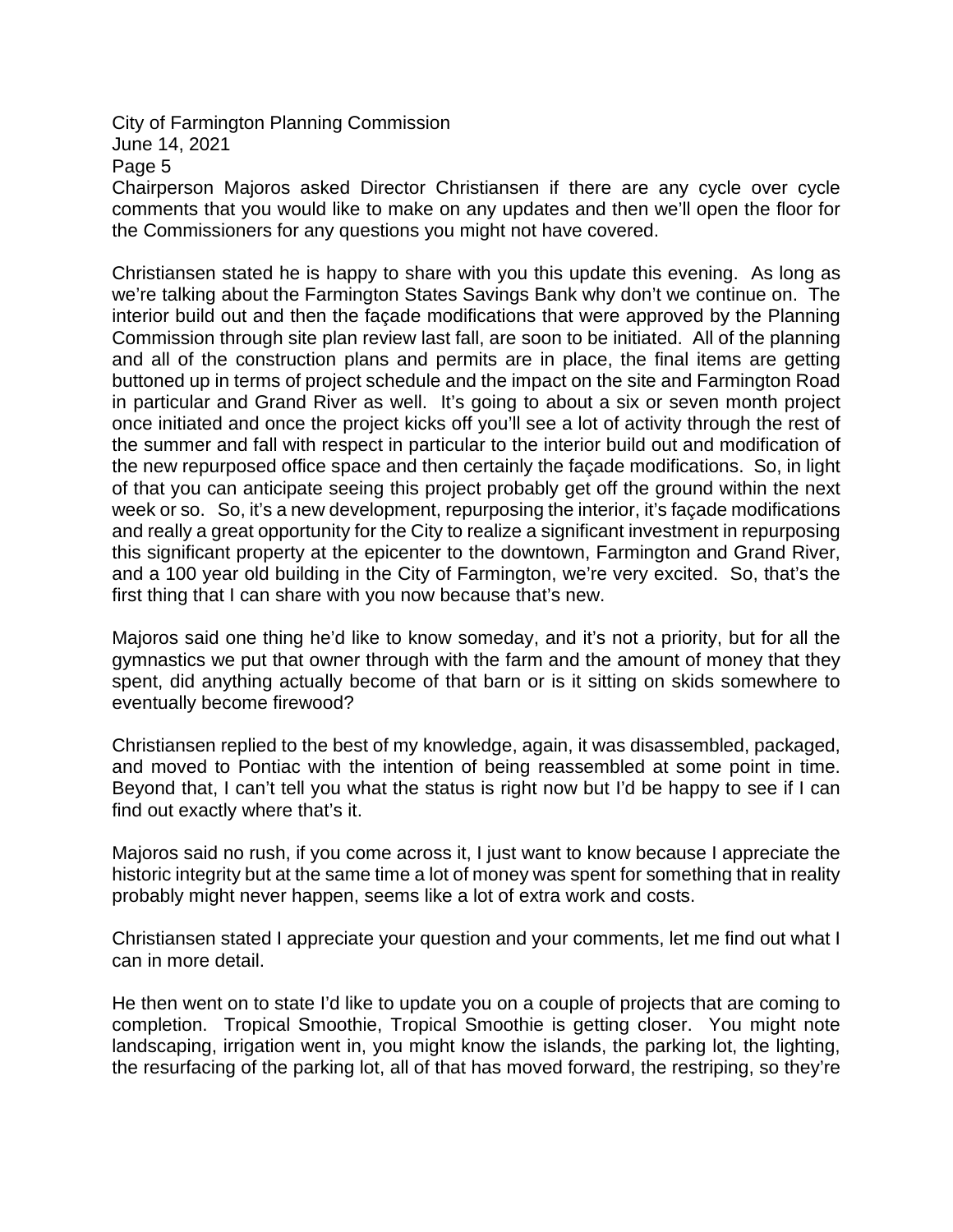Chairperson Majoros asked Director Christiansen if there are any cycle over cycle comments that you would like to make on any updates and then we'll open the floor for the Commissioners for any questions you might not have covered.

Christiansen stated he is happy to share with you this update this evening. As long as we're talking about the Farmington States Savings Bank why don't we continue on. The interior build out and then the façade modifications that were approved by the Planning Commission through site plan review last fall, are soon to be initiated. All of the planning and all of the construction plans and permits are in place, the final items are getting buttoned up in terms of project schedule and the impact on the site and Farmington Road in particular and Grand River as well. It's going to about a six or seven month project once initiated and once the project kicks off you'll see a lot of activity through the rest of the summer and fall with respect in particular to the interior build out and modification of the new repurposed office space and then certainly the façade modifications. So, in light of that you can anticipate seeing this project probably get off the ground within the next week or so. So, it's a new development, repurposing the interior, it's façade modifications and really a great opportunity for the City to realize a significant investment in repurposing this significant property at the epicenter to the downtown, Farmington and Grand River, and a 100 year old building in the City of Farmington, we're very excited. So, that's the first thing that I can share with you now because that's new.

Majoros said one thing he'd like to know someday, and it's not a priority, but for all the gymnastics we put that owner through with the farm and the amount of money that they spent, did anything actually become of that barn or is it sitting on skids somewhere to eventually become firewood?

Christiansen replied to the best of my knowledge, again, it was disassembled, packaged, and moved to Pontiac with the intention of being reassembled at some point in time. Beyond that, I can't tell you what the status is right now but I'd be happy to see if I can find out exactly where that's it.

Majoros said no rush, if you come across it, I just want to know because I appreciate the historic integrity but at the same time a lot of money was spent for something that in reality probably might never happen, seems like a lot of extra work and costs.

Christiansen stated I appreciate your question and your comments, let me find out what I can in more detail.

He then went on to state I'd like to update you on a couple of projects that are coming to completion. Tropical Smoothie, Tropical Smoothie is getting closer. You might note landscaping, irrigation went in, you might know the islands, the parking lot, the lighting, the resurfacing of the parking lot, all of that has moved forward, the restriping, so they're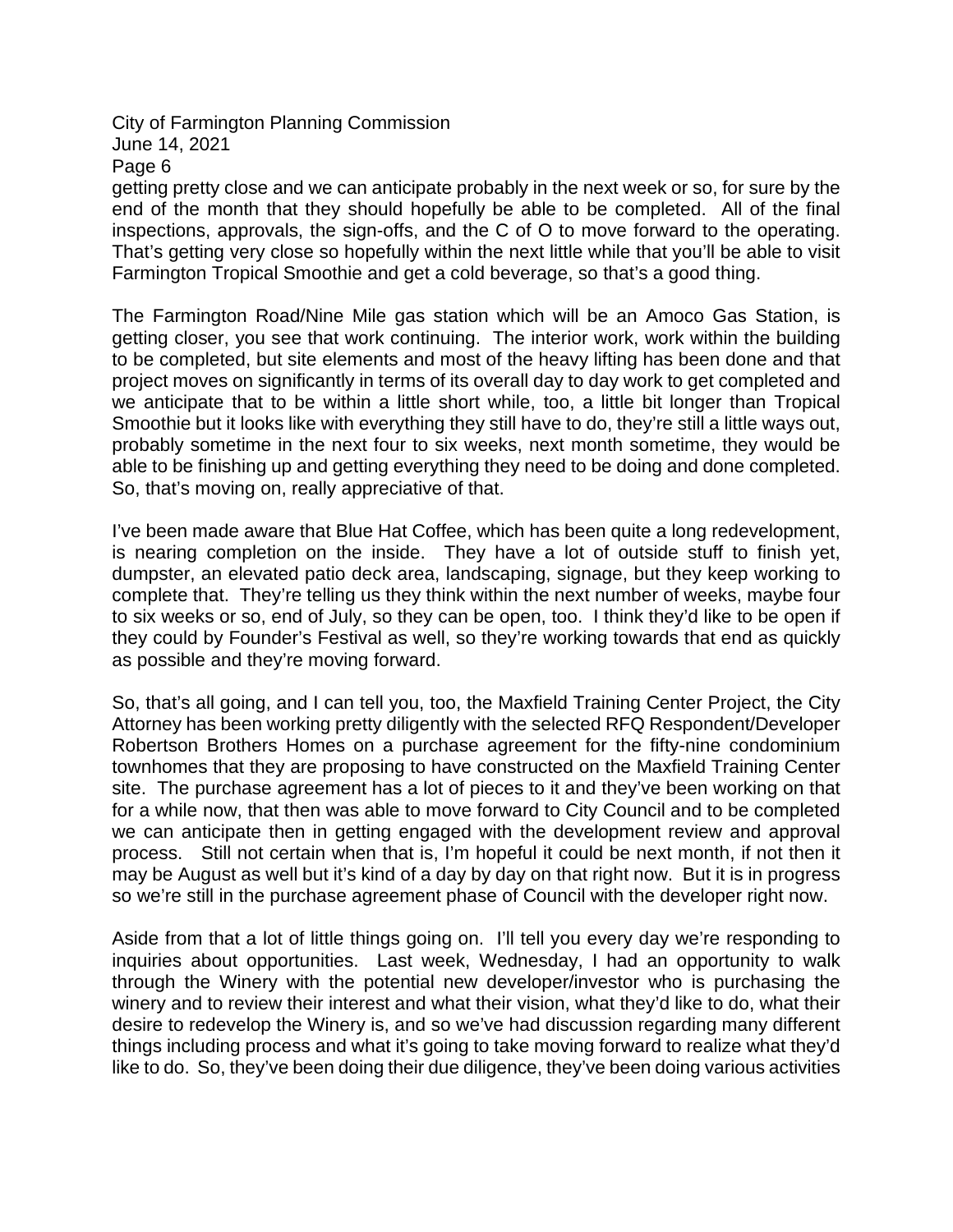getting pretty close and we can anticipate probably in the next week or so, for sure by the end of the month that they should hopefully be able to be completed. All of the final inspections, approvals, the sign-offs, and the C of O to move forward to the operating. That's getting very close so hopefully within the next little while that you'll be able to visit Farmington Tropical Smoothie and get a cold beverage, so that's a good thing.

The Farmington Road/Nine Mile gas station which will be an Amoco Gas Station, is getting closer, you see that work continuing. The interior work, work within the building to be completed, but site elements and most of the heavy lifting has been done and that project moves on significantly in terms of its overall day to day work to get completed and we anticipate that to be within a little short while, too, a little bit longer than Tropical Smoothie but it looks like with everything they still have to do, they're still a little ways out, probably sometime in the next four to six weeks, next month sometime, they would be able to be finishing up and getting everything they need to be doing and done completed. So, that's moving on, really appreciative of that.

I've been made aware that Blue Hat Coffee, which has been quite a long redevelopment, is nearing completion on the inside. They have a lot of outside stuff to finish yet, dumpster, an elevated patio deck area, landscaping, signage, but they keep working to complete that. They're telling us they think within the next number of weeks, maybe four to six weeks or so, end of July, so they can be open, too. I think they'd like to be open if they could by Founder's Festival as well, so they're working towards that end as quickly as possible and they're moving forward.

So, that's all going, and I can tell you, too, the Maxfield Training Center Project, the City Attorney has been working pretty diligently with the selected RFQ Respondent/Developer Robertson Brothers Homes on a purchase agreement for the fifty-nine condominium townhomes that they are proposing to have constructed on the Maxfield Training Center site. The purchase agreement has a lot of pieces to it and they've been working on that for a while now, that then was able to move forward to City Council and to be completed we can anticipate then in getting engaged with the development review and approval process. Still not certain when that is, I'm hopeful it could be next month, if not then it may be August as well but it's kind of a day by day on that right now. But it is in progress so we're still in the purchase agreement phase of Council with the developer right now.

Aside from that a lot of little things going on. I'll tell you every day we're responding to inquiries about opportunities. Last week, Wednesday, I had an opportunity to walk through the Winery with the potential new developer/investor who is purchasing the winery and to review their interest and what their vision, what they'd like to do, what their desire to redevelop the Winery is, and so we've had discussion regarding many different things including process and what it's going to take moving forward to realize what they'd like to do. So, they've been doing their due diligence, they've been doing various activities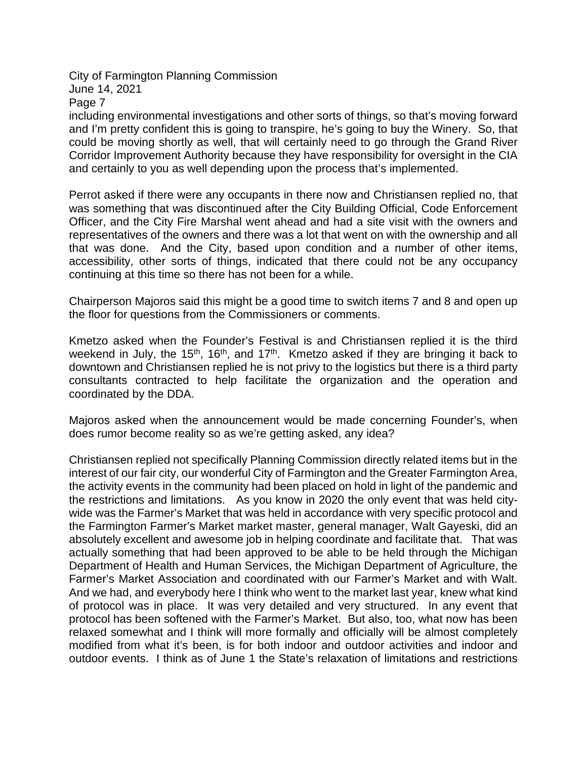including environmental investigations and other sorts of things, so that's moving forward and I'm pretty confident this is going to transpire, he's going to buy the Winery. So, that could be moving shortly as well, that will certainly need to go through the Grand River Corridor Improvement Authority because they have responsibility for oversight in the CIA and certainly to you as well depending upon the process that's implemented.

Perrot asked if there were any occupants in there now and Christiansen replied no, that was something that was discontinued after the City Building Official, Code Enforcement Officer, and the City Fire Marshal went ahead and had a site visit with the owners and representatives of the owners and there was a lot that went on with the ownership and all that was done. And the City, based upon condition and a number of other items, accessibility, other sorts of things, indicated that there could not be any occupancy continuing at this time so there has not been for a while.

Chairperson Majoros said this might be a good time to switch items 7 and 8 and open up the floor for questions from the Commissioners or comments.

Kmetzo asked when the Founder's Festival is and Christiansen replied it is the third weekend in July, the 15th, 16th, and 17th. Kmetzo asked if they are bringing it back to downtown and Christiansen replied he is not privy to the logistics but there is a third party consultants contracted to help facilitate the organization and the operation and coordinated by the DDA.

Majoros asked when the announcement would be made concerning Founder's, when does rumor become reality so as we're getting asked, any idea?

Christiansen replied not specifically Planning Commission directly related items but in the interest of our fair city, our wonderful City of Farmington and the Greater Farmington Area, the activity events in the community had been placed on hold in light of the pandemic and the restrictions and limitations. As you know in 2020 the only event that was held city-wide was the Farmer's Market that was held in accordance with very specific protocol and the Farmington Farmer's Market market master, general manager, Walt Gayeski, did an absolutely excellent and awesome job in helping coordinate and facilitate that. That was actually something that had been approved to be able to be held through the Michigan Department of Health and Human Services, the Michigan Department of Agriculture, the Farmer's Market Association and coordinated with our Farmer's Market and with Walt. And we had, and everybody here I think who went to the market last year, knew what kind of protocol was in place. It was very detailed and very structured. In any event that protocol has been softened with the Farmer's Market. But also, too, what now has been relaxed somewhat and I think will more formally and officially will be almost completely modified from what it's been, is for both indoor and outdoor activities and indoor and outdoor events. I think as of June 1 the State's relaxation of limitations and restrictions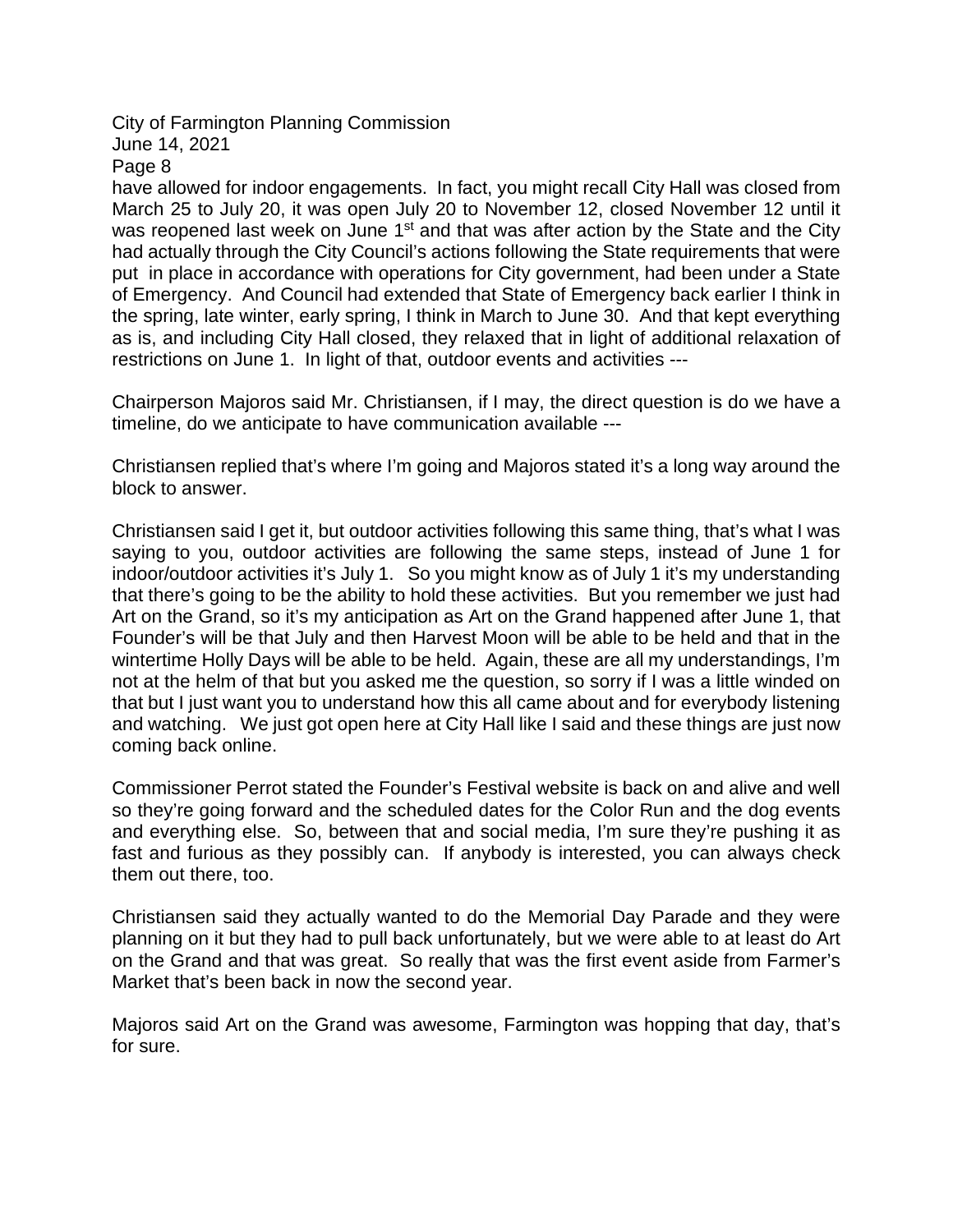have allowed for indoor engagements. In fact, you might recall City Hall was closed from March 25 to July 20, it was open July 20 to November 12, closed November 12 until it was reopened last week on June 1st and that was after action by the State and the City had actually through the City Council's actions following the State requirements that were put in place in accordance with operations for City government, had been under a State of Emergency. And Council had extended that State of Emergency back earlier I think in the spring, late winter, early spring, I think in March to June 30. And that kept everything as is, and including City Hall closed, they relaxed that in light of additional relaxation of restrictions on June 1. In light of that, outdoor events and activities ---

Chairperson Majoros said Mr. Christiansen, if I may, the direct question is do we have a timeline, do we anticipate to have communication available ---

Christiansen replied that's where I'm going and Majoros stated it's a long way around the block to answer.

Christiansen said I get it, but outdoor activities following this same thing, that's what I was saying to you, outdoor activities are following the same steps, instead of June 1 for indoor/outdoor activities it's July 1. So you might know as of July 1 it's my understanding that there's going to be the ability to hold these activities. But you remember we just had Art on the Grand, so it's my anticipation as Art on the Grand happened after June 1, that Founder's will be that July and then Harvest Moon will be able to be held and that in the wintertime Holly Days will be able to be held. Again, these are all my understandings, I'm not at the helm of that but you asked me the question, so sorry if I was a little winded on that but I just want you to understand how this all came about and for everybody listening and watching. We just got open here at City Hall like I said and these things are just now coming back online.

Commissioner Perrot stated the Founder's Festival website is back on and alive and well so they're going forward and the scheduled dates for the Color Run and the dog events and everything else. So, between that and social media, I'm sure they're pushing it as fast and furious as they possibly can. If anybody is interested, you can always check them out there, too.

Christiansen said they actually wanted to do the Memorial Day Parade and they were planning on it but they had to pull back unfortunately, but we were able to at least do Art on the Grand and that was great. So really that was the first event aside from Farmer's Market that's been back in now the second year.

Majoros said Art on the Grand was awesome, Farmington was hopping that day, that's for sure.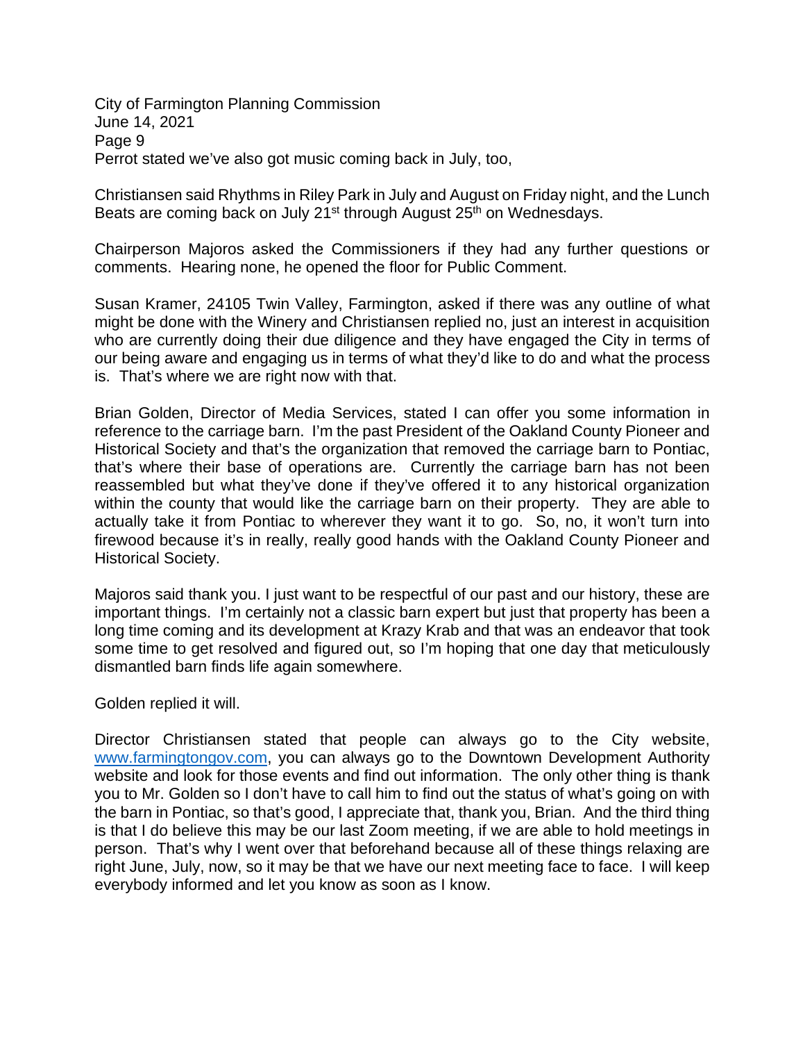Perrot stated we've also got music coming back in July, too,

Christiansen said Rhythms in Riley Park in July and August on Friday night, and the Lunch Beats are coming back on July 21st through August 25th on Wednesdays.

Chairperson Majoros asked the Commissioners if they had any further questions or comments. Hearing none, he opened the floor for Public Comment.

Susan Kramer, 24105 Twin Valley, Farmington, asked if there was any outline of what might be done with the Winery and Christiansen replied no, just an interest in acquisition who are currently doing their due diligence and they have engaged the City in terms of our being aware and engaging us in terms of what they'd like to do and what the process is. That's where we are right now with that.

Brian Golden, Director of Media Services, stated I can offer you some information in reference to the carriage barn. I'm the past President of the Oakland County Pioneer and Historical Society and that's the organization that removed the carriage barn to Pontiac, that's where their base of operations are. Currently the carriage barn has not been reassembled but what they've done if they've offered it to any historical organization within the county that would like the carriage barn on their property. They are able to actually take it from Pontiac to wherever they want it to go. So, no, it won't turn into firewood because it's in really, really good hands with the Oakland County Pioneer and Historical Society.

Majoros said thank you. I just want to be respectful of our past and our history, these are important things. I'm certainly not a classic barn expert but just that property has been a long time coming and its development at Krazy Krab and that was an endeavor that took some time to get resolved and figured out, so I'm hoping that one day that meticulously dismantled barn finds life again somewhere.

Golden replied it will.

Director Christiansen stated that people can always go to the City website, [www.farmingtongov.com](http://www.farmingtongov.com), you can always go to the Downtown Development Authority website and look for those events and find out information. The only other thing is thank you to Mr. Golden so I don't have to call him to find out the status of what's going on with the barn in Pontiac, so that's good, I appreciate that, thank you, Brian. And the third thing is that I do believe this may be our last Zoom meeting, if we are able to hold meetings in person. That's why I went over that beforehand because all of these things relaxing are right June, July, now, so it may be that we have our next meeting face to face. I will keep everybody informed and let you know as soon as I know.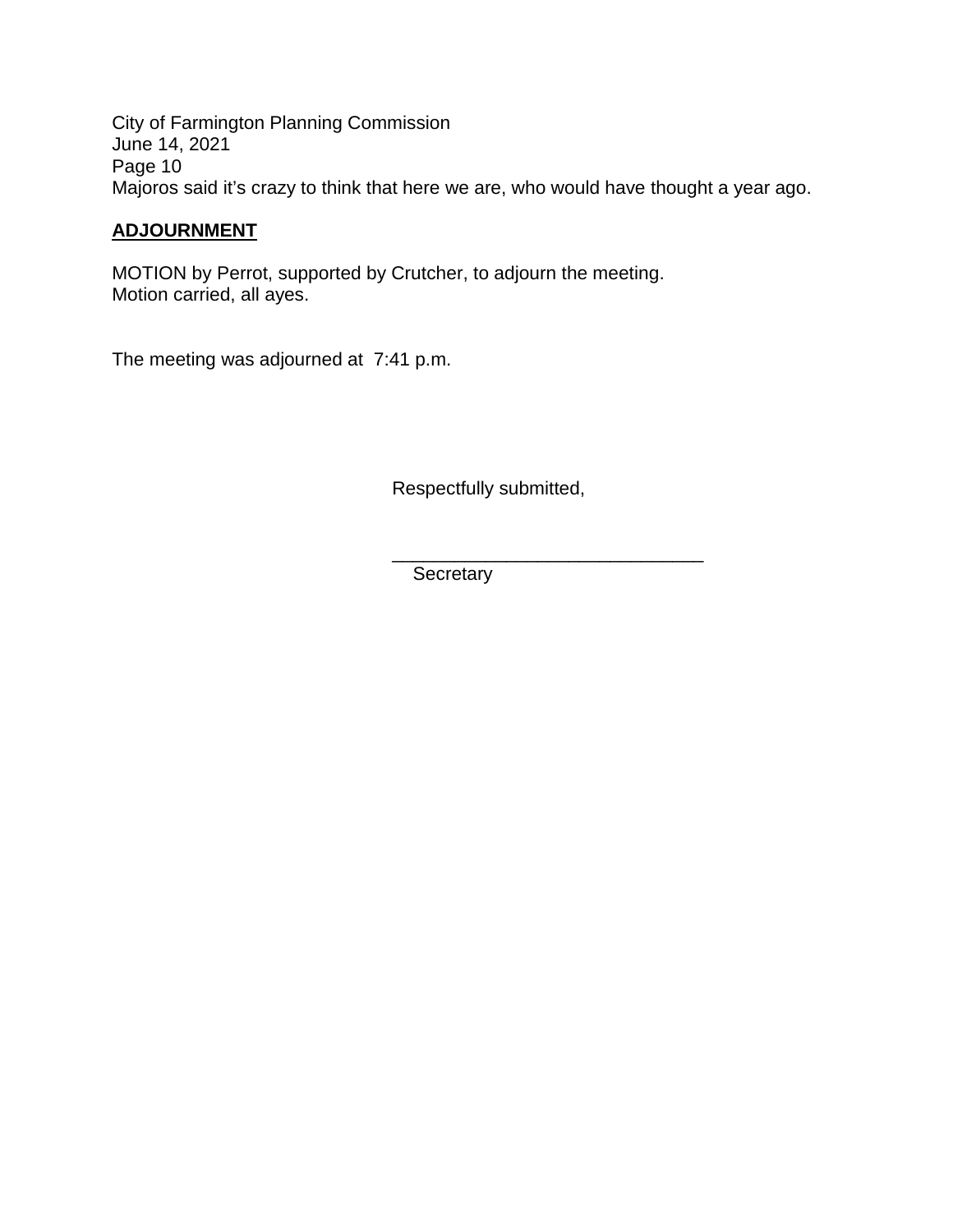Majoros said it's crazy to think that here we are, who would have thought a year ago.

**ADJOURNMENT**

MOTION by Perrot, supported by Crutcher, to adjourn the meeting.
Motion carried, all ayes.

The meeting was adjourned at 7:41 p.m.

Respectfully submitted,

______________________________
Secretary